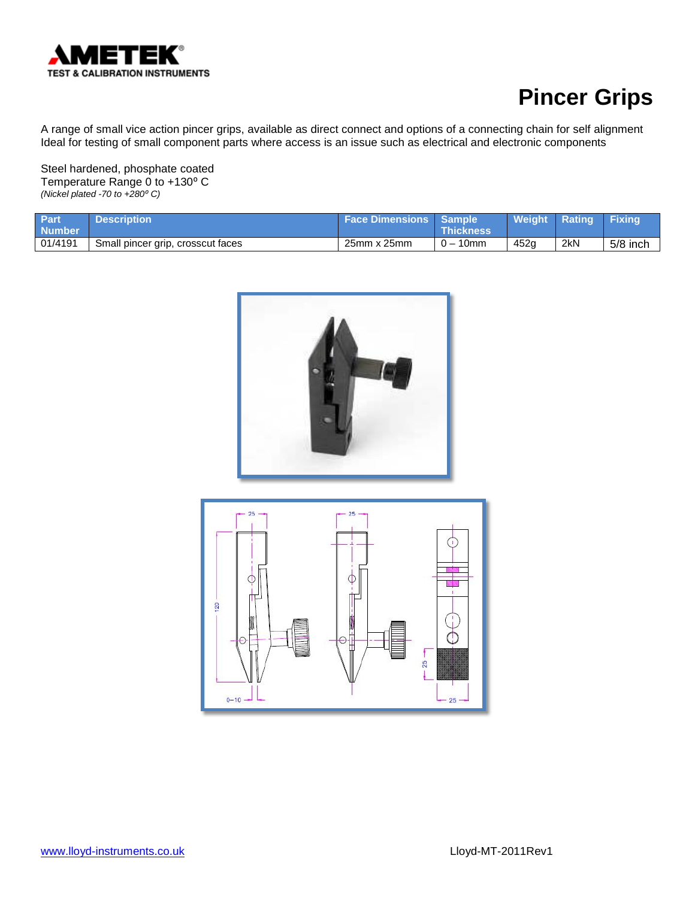AMETEK
TEST & CALIBRATION INSTRUMENTS

# Pincer Grips

A range of small vice action pincer grips, available as direct connect and options of a connecting chain for self alignment
Ideal for testing of small component parts where access is an issue such as electrical and electronic components

Steel hardened, phosphate coated
Temperature Range 0 to +130º C
*(Nickel plated -70 to +280º C)*

| Part Number | Description | Face Dimensions | Sample Thickness | Weight | Rating | Fixing |
|---|---|---|---|---|---|---|
| 01/4191 | Small pincer grip, crosscut faces | 25mm x 25mm | 0 – 10mm | 452g | 2kN | 5/8 inch |

www.lloyd-instruments.co.uk

Lloyd-MT-2011Rev1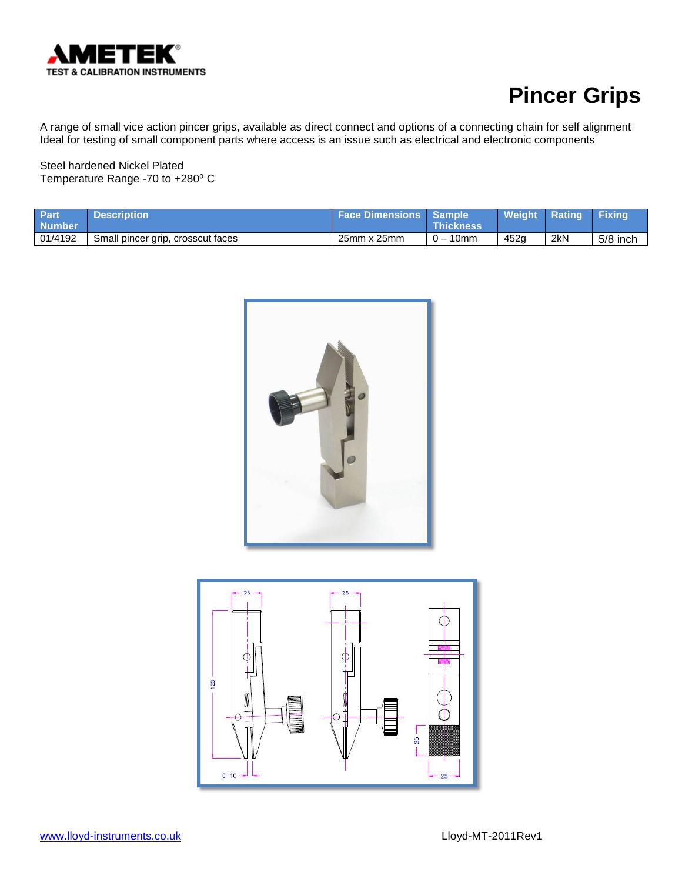# Pincer Grips

A range of small vice action pincer grips, available as direct connect and options of a connecting chain for self alignment
Ideal for testing of small component parts where access is an issue such as electrical and electronic components

Steel hardened Nickel Plated
Temperature Range -70 to +280º C

| Part Number | Description | Face Dimensions | Sample Thickness | Weight | Rating | Fixing |
|---|---|---|---|---|---|---|
| 01/4192 | Small pincer grip, crosscut faces | 25mm x 25mm | 0 – 10mm | 452g | 2kN | 5/8 inch |

www.lloyd-instruments.co.uk

Lloyd-MT-2011Rev1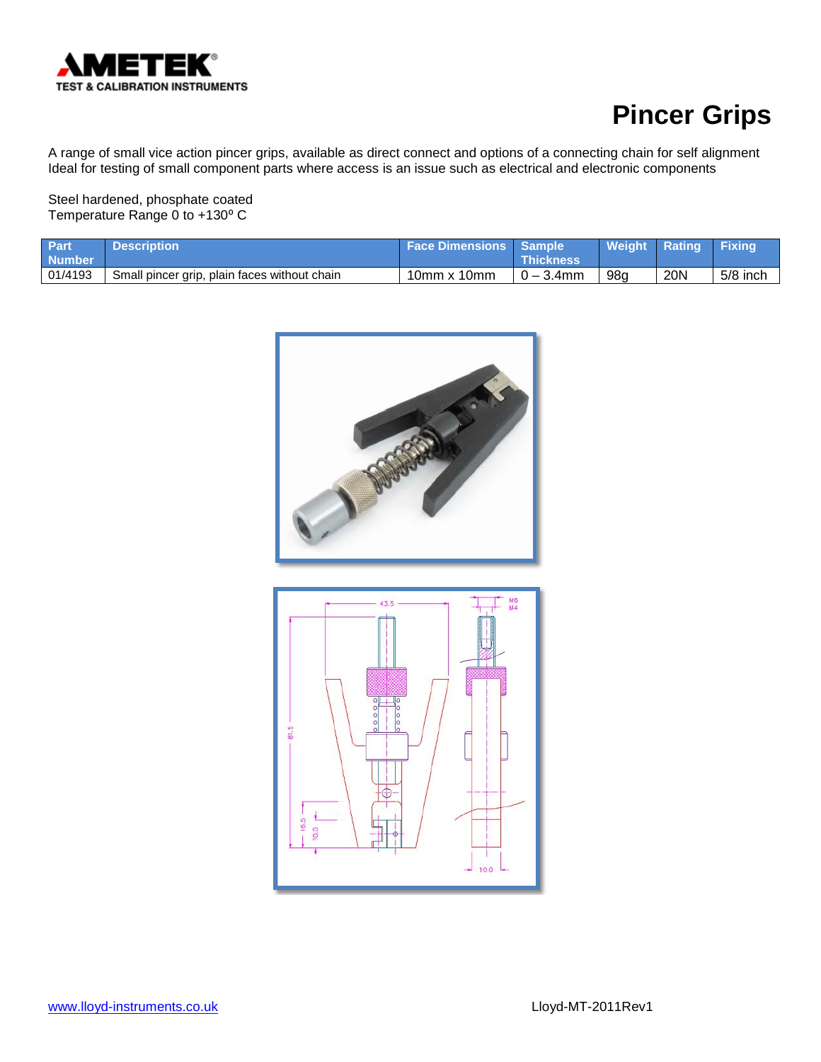# Pincer Grips

A range of small vice action pincer grips, available as direct connect and options of a connecting chain for self alignment
Ideal for testing of small component parts where access is an issue such as electrical and electronic components

Steel hardened, phosphate coated
Temperature Range 0 to +130º C

| Part Number | Description | Face Dimensions | Sample Thickness | Weight | Rating | Fixing |
|---|---|---|---|---|---|---|
| 01/4193 | Small pincer grip, plain faces without chain | 10mm x 10mm | 0 – 3.4mm | 98g | 20N | 5/8 inch |

www.lloyd-instruments.co.uk

Lloyd-MT-2011Rev1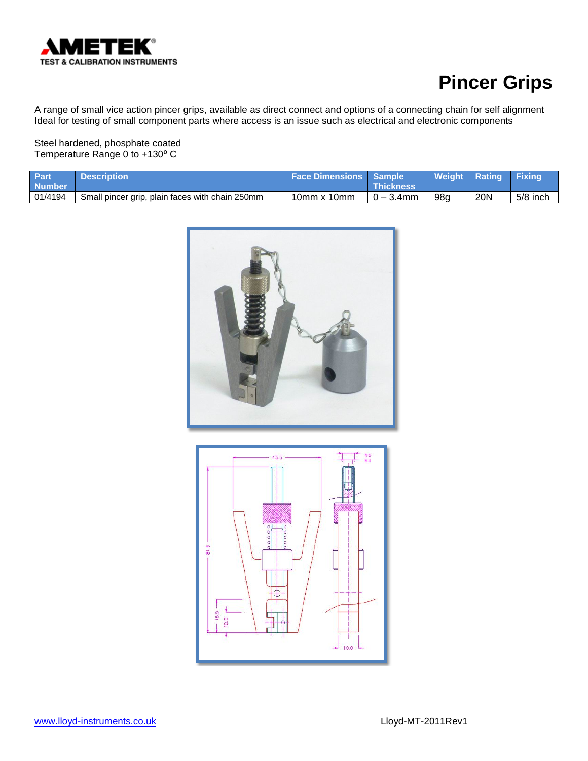# Pincer Grips

A range of small vice action pincer grips, available as direct connect and options of a connecting chain for self alignment
Ideal for testing of small component parts where access is an issue such as electrical and electronic components

Steel hardened, phosphate coated
Temperature Range 0 to +130º C

| Part Number | Description | Face Dimensions | Sample Thickness | Weight | Rating | Fixing |
|---|---|---|---|---|---|---|
| 01/4194 | Small pincer grip, plain faces with chain 250mm | 10mm x 10mm | 0 – 3.4mm | 98g | 20N | 5/8 inch |

www.lloyd-instruments.co.uk

Lloyd-MT-2011Rev1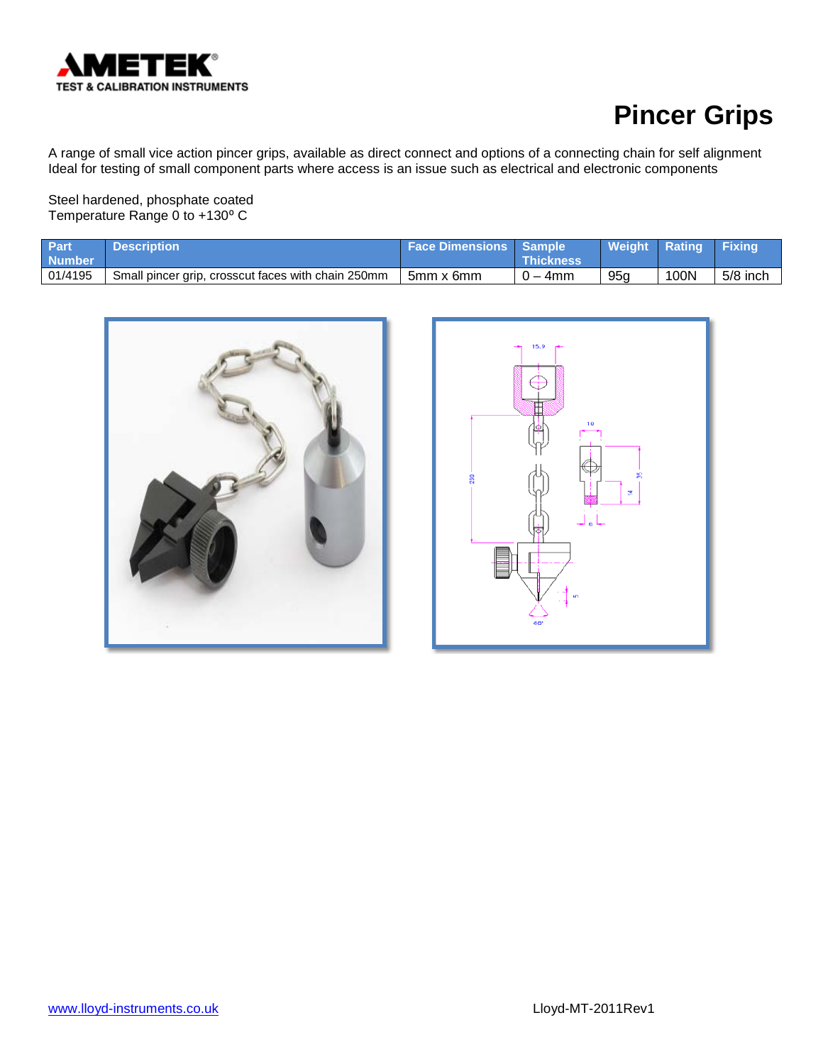AMETEK
TEST & CALIBRATION INSTRUMENTS

# Pincer Grips

A range of small vice action pincer grips, available as direct connect and options of a connecting chain for self alignment
Ideal for testing of small component parts where access is an issue such as electrical and electronic components

Steel hardened, phosphate coated
Temperature Range 0 to +130º C

| Part Number | Description | Face Dimensions | Sample Thickness | Weight | Rating | Fixing |
|---|---|---|---|---|---|---|
| 01/4195 | Small pincer grip, crosscut faces with chain 250mm | 5mm x 6mm | 0 – 4mm | 95g | 100N | 5/8 inch |

www.lloyd-instruments.co.uk

Lloyd-MT-2011Rev1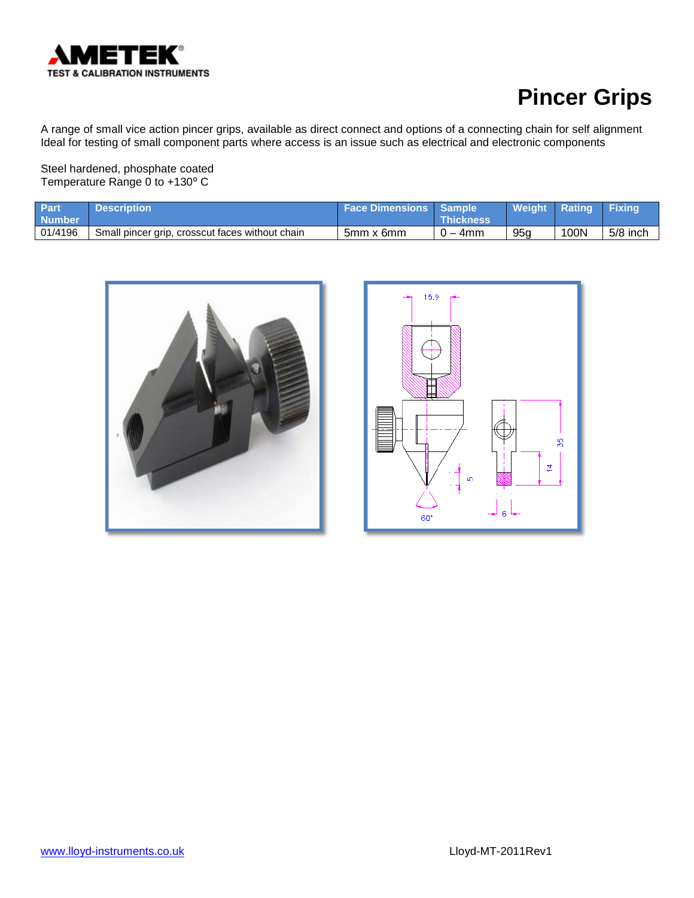# Pincer Grips

A range of small vice action pincer grips, available as direct connect and options of a connecting chain for self alignment
Ideal for testing of small component parts where access is an issue such as electrical and electronic components

Steel hardened, phosphate coated
Temperature Range 0 to +130º C

| Part Number | Description | Face Dimensions | Sample Thickness | Weight | Rating | Fixing |
|---|---|---|---|---|---|---|
| 01/4196 | Small pincer grip, crosscut faces without chain | 5mm x 6mm | 0 – 4mm | 95g | 100N | 5/8 inch |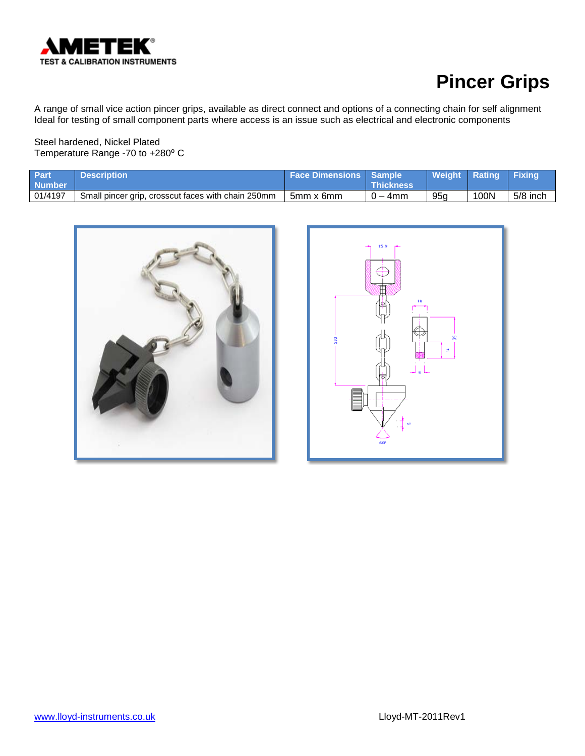# Pincer Grips

A range of small vice action pincer grips, available as direct connect and options of a connecting chain for self alignment
Ideal for testing of small component parts where access is an issue such as electrical and electronic components

Steel hardened, Nickel Plated
Temperature Range -70 to +280º C

| Part Number | Description | Face Dimensions | Sample Thickness | Weight | Rating | Fixing |
|---|---|---|---|---|---|---|
| 01/4197 | Small pincer grip, crosscut faces with chain 250mm | 5mm x 6mm | 0 – 4mm | 95g | 100N | 5/8 inch |

www.lloyd-instruments.co.uk

Lloyd-MT-2011Rev1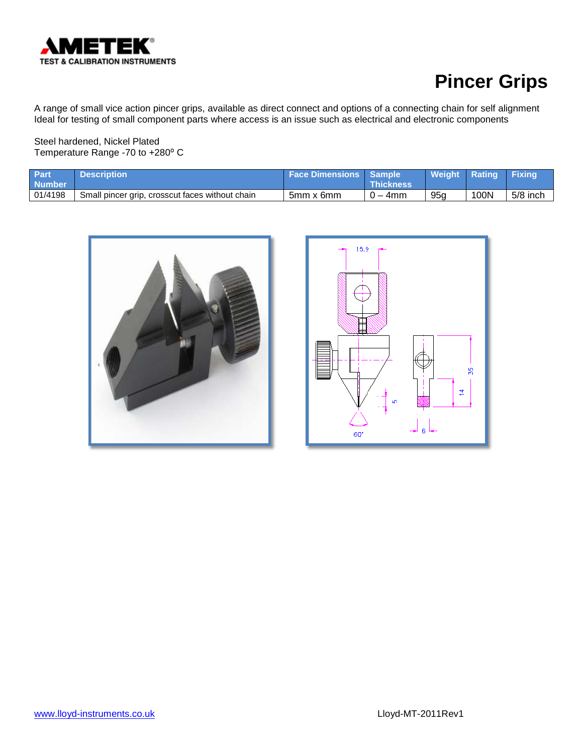# Pincer Grips

A range of small vice action pincer grips, available as direct connect and options of a connecting chain for self alignment
Ideal for testing of small component parts where access is an issue such as electrical and electronic components

Steel hardened, Nickel Plated
Temperature Range -70 to +280º C

| Part Number | Description | Face Dimensions | Sample Thickness | Weight | Rating | Fixing |
|---|---|---|---|---|---|---|
| 01/4198 | Small pincer grip, crosscut faces without chain | 5mm x 6mm | 0 – 4mm | 95g | 100N | 5/8 inch |

15.9
35
14
5
60°
6

www.lloyd-instruments.co.uk

Lloyd-MT-2011Rev1